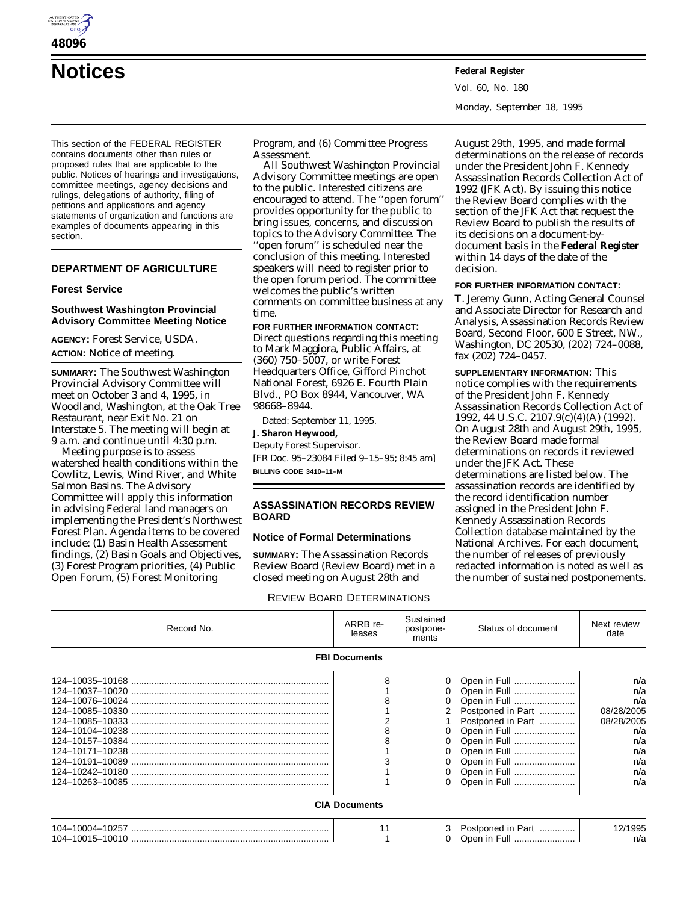# Notices

**Federal Register**

Vol. 60, No. 180

Monday, September 18, 1995

This section of the FEDERAL REGISTER contains documents other than rules or proposed rules that are applicable to the public. Notices of hearings and investigations, committee meetings, agency decisions and rulings, delegations of authority, filing of petitions and applications and agency statements of organization and functions are examples of documents appearing in this section.

## DEPARTMENT OF AGRICULTURE

### Forest Service

### Southwest Washington Provincial Advisory Committee Meeting Notice

**AGENCY:** Forest Service, USDA.

**ACTION:** Notice of meeting.

**SUMMARY:** The Southwest Washington Provincial Advisory Committee will meet on October 3 and 4, 1995, in Woodland, Washington, at the Oak Tree Restaurant, near Exit No. 21 on Interstate 5. The meeting will begin at 9 a.m. and continue until 4:30 p.m.

Meeting purpose is to assess watershed health conditions within the Cowlitz, Lewis, Wind River, and White Salmon Basins. The Advisory Committee will apply this information in advising Federal land managers on implementing the President's Northwest Forest Plan. Agenda items to be covered include: (1) Basin Health Assessment findings, (2) Basin Goals and Objectives, (3) Forest Program priorities, (4) Public Open Forum, (5) Forest Monitoring Program, and (6) Committee Progress Assessment.

All Southwest Washington Provincial Advisory Committee meetings are open to the public. Interested citizens are encouraged to attend. The ''open forum'' provides opportunity for the public to bring issues, concerns, and discussion topics to the Advisory Committee. The ''open forum'' is scheduled near the conclusion of this meeting. Interested speakers will need to register prior to the open forum period. The committee welcomes the public's written comments on committee business at any time.

**FOR FURTHER INFORMATION CONTACT:** Direct questions regarding this meeting to Mark Maggiora, Public Affairs, at (360) 750–5007, or write Forest Headquarters Office, Gifford Pinchot National Forest, 6926 E. Fourth Plain Blvd., PO Box 8944, Vancouver, WA 98668–8944.

Dated: September 11, 1995.

**J. Sharon Heywood,**

Deputy Forest Supervisor.

[FR Doc. 95–23084 Filed 9–15–95; 8:45 am]

BILLING CODE 3410–11–M

## ASSASSINATION RECORDS REVIEW BOARD

### Notice of Formal Determinations

**SUMMARY:** The Assassination Records Review Board (Review Board) met in a closed meeting on August 28th and August 29th, 1995, and made formal determinations on the release of records under the President John F. Kennedy Assassination Records Collection Act of 1992 (JFK Act). By issuing this notice the Review Board complies with the section of the JFK Act that request the Review Board to publish the results of its decisions on a document-by-document basis in the **Federal Register** within 14 days of the date of the decision.

**FOR FURTHER INFORMATION CONTACT:** T. Jeremy Gunn, Acting General Counsel and Associate Director for Research and Analysis, Assassination Records Review Board, Second Floor, 600 E Street, NW., Washington, DC 20530, (202) 724–0088, fax (202) 724–0457.

**SUPPLEMENTARY INFORMATION:** This notice complies with the requirements of the President John F. Kennedy Assassination Records Collection Act of 1992, 44 U.S.C. 2107.9(c)(4)(A) (1992). On August 28th and August 29th, 1995, the Review Board made formal determinations on records it reviewed under the JFK Act. These determinations are listed below. The assassination records are identified by the record identification number assigned in the President John F. Kennedy Assassination Records Collection database maintained by the National Archives. For each document, the number of releases of previously redacted information is noted as well as the number of sustained postponements.

REVIEW BOARD DETERMINATIONS

| Record No. | ARRB releases | Sustained postponements | Status of document | Next review date |
|---|---|---|---|---|
| **FBI Documents** | | | | |
| 124–10035–10168 | 8 | 0 | Open in Full | n/a |
| 124–10037–10020 | 1 | 0 | Open in Full | n/a |
| 124–10076–10024 | 8 | 0 | Open in Full | n/a |
| 124–10085–10330 | 1 | 2 | Postponed in Part | 08/28/2005 |
| 124–10085–10333 | 2 | 1 | Postponed in Part | 08/28/2005 |
| 124–10104–10238 | 8 | 0 | Open in Full | n/a |
| 124–10157–10384 | 8 | 0 | Open in Full | n/a |
| 124–10171–10238 | 1 | 0 | Open in Full | n/a |
| 124–10191–10089 | 3 | 0 | Open in Full | n/a |
| 124–10242–10180 | 1 | 0 | Open in Full | n/a |
| 124–10263–10085 | 1 | 0 | Open in Full | n/a |
| **CIA Documents** | | | | |
| 104–10004–10257 | 11 | 3 | Postponed in Part | 12/1995 |
| 104–10015–10010 | 1 | 0 | Open in Full | n/a |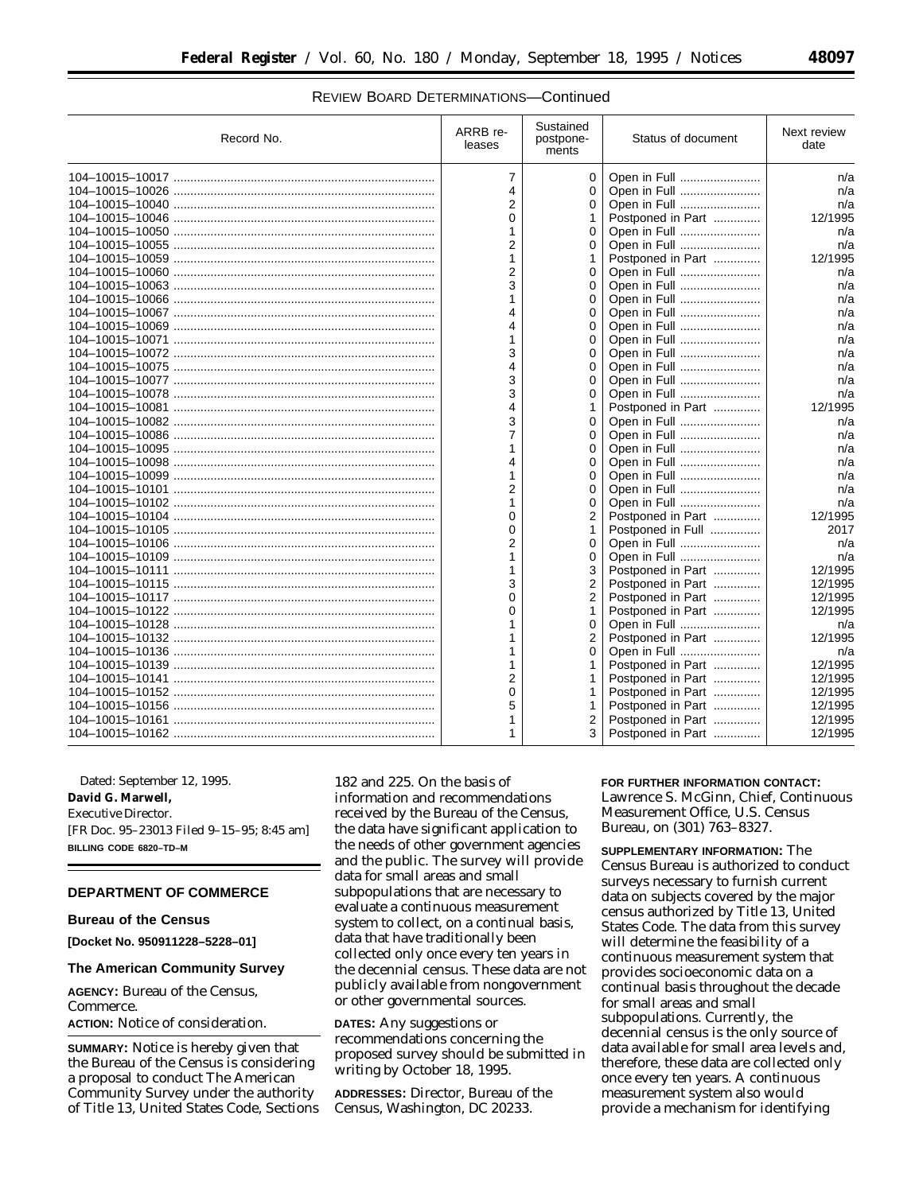REVIEW BOARD DETERMINATIONS—Continued

| Record No. | ARRB releases | Sustained postponements | Status of document | Next review date |
|---|---|---|---|---|
| 104–10015–10017 | 7 | 0 | Open in Full | n/a |
| 104–10015–10026 | 4 | 0 | Open in Full | n/a |
| 104–10015–10040 | 2 | 0 | Open in Full | n/a |
| 104–10015–10046 | 0 | 1 | Postponed in Part | 12/1995 |
| 104–10015–10050 | 1 | 0 | Open in Full | n/a |
| 104–10015–10055 | 2 | 0 | Open in Full | n/a |
| 104–10015–10059 | 1 | 1 | Postponed in Part | 12/1995 |
| 104–10015–10060 | 2 | 0 | Open in Full | n/a |
| 104–10015–10063 | 3 | 0 | Open in Full | n/a |
| 104–10015–10066 | 1 | 0 | Open in Full | n/a |
| 104–10015–10067 | 4 | 0 | Open in Full | n/a |
| 104–10015–10069 | 4 | 0 | Open in Full | n/a |
| 104–10015–10071 | 1 | 0 | Open in Full | n/a |
| 104–10015–10072 | 3 | 0 | Open in Full | n/a |
| 104–10015–10075 | 4 | 0 | Open in Full | n/a |
| 104–10015–10077 | 3 | 0 | Open in Full | n/a |
| 104–10015–10078 | 3 | 0 | Open in Full | n/a |
| 104–10015–10081 | 4 | 1 | Postponed in Part | 12/1995 |
| 104–10015–10082 | 3 | 0 | Open in Full | n/a |
| 104–10015–10086 | 7 | 0 | Open in Full | n/a |
| 104–10015–10095 | 1 | 0 | Open in Full | n/a |
| 104–10015–10098 | 4 | 0 | Open in Full | n/a |
| 104–10015–10099 | 1 | 0 | Open in Full | n/a |
| 104–10015–10101 | 2 | 0 | Open in Full | n/a |
| 104–10015–10102 | 1 | 0 | Open in Full | n/a |
| 104–10015–10104 | 0 | 2 | Postponed in Part | 12/1995 |
| 104–10015–10105 | 0 | 1 | Postponed in Full | 2017 |
| 104–10015–10106 | 2 | 0 | Open in Full | n/a |
| 104–10015–10109 | 1 | 0 | Open in Full | n/a |
| 104–10015–10111 | 1 | 3 | Postponed in Part | 12/1995 |
| 104–10015–10115 | 3 | 2 | Postponed in Part | 12/1995 |
| 104–10015–10117 | 0 | 2 | Postponed in Part | 12/1995 |
| 104–10015–10122 | 0 | 1 | Postponed in Part | 12/1995 |
| 104–10015–10128 | 1 | 0 | Open in Full | n/a |
| 104–10015–10132 | 1 | 2 | Postponed in Part | 12/1995 |
| 104–10015–10136 | 1 | 0 | Open in Full | n/a |
| 104–10015–10139 | 1 | 1 | Postponed in Part | 12/1995 |
| 104–10015–10141 | 2 | 1 | Postponed in Part | 12/1995 |
| 104–10015–10152 | 0 | 1 | Postponed in Part | 12/1995 |
| 104–10015–10156 | 5 | 1 | Postponed in Part | 12/1995 |
| 104–10015–10161 | 1 | 2 | Postponed in Part | 12/1995 |
| 104–10015–10162 | 1 | 3 | Postponed in Part | 12/1995 |

Dated: September 12, 1995.

**David G. Marwell,**

*Executive Director.*

[FR Doc. 95–23013 Filed 9–15–95; 8:45 am]

**BILLING CODE 6820–TD–M**

## DEPARTMENT OF COMMERCE

### Bureau of the Census

**[Docket No. 950911228–5228–01]**

### The American Community Survey

**AGENCY:** Bureau of the Census, Commerce.

**ACTION:** Notice of consideration.

**SUMMARY:** Notice is hereby given that the Bureau of the Census is considering a proposal to conduct The American Community Survey under the authority of Title 13, United States Code, Sections 182 and 225. On the basis of information and recommendations received by the Bureau of the Census, the data have significant application to the needs of other government agencies and the public. The survey will provide data for small areas and small subpopulations that are necessary to evaluate a continuous measurement system to collect, on a continual basis, data that have traditionally been collected only once every ten years in the decennial census. These data are not publicly available from nongovernment or other governmental sources.

**DATES:** Any suggestions or recommendations concerning the proposed survey should be submitted in writing by October 18, 1995.

**ADDRESSES:** Director, Bureau of the Census, Washington, DC 20233.

**FOR FURTHER INFORMATION CONTACT:** Lawrence S. McGinn, Chief, Continuous Measurement Office, U.S. Census Bureau, on (301) 763–8327.

**SUPPLEMENTARY INFORMATION:** The Census Bureau is authorized to conduct surveys necessary to furnish current data on subjects covered by the major census authorized by Title 13, United States Code. The data from this survey will determine the feasibility of a continuous measurement system that provides socioeconomic data on a continual basis throughout the decade for small areas and small subpopulations. Currently, the decennial census is the only source of data available for small area levels and, therefore, these data are collected only once every ten years. A continuous measurement system also would provide a mechanism for identifying